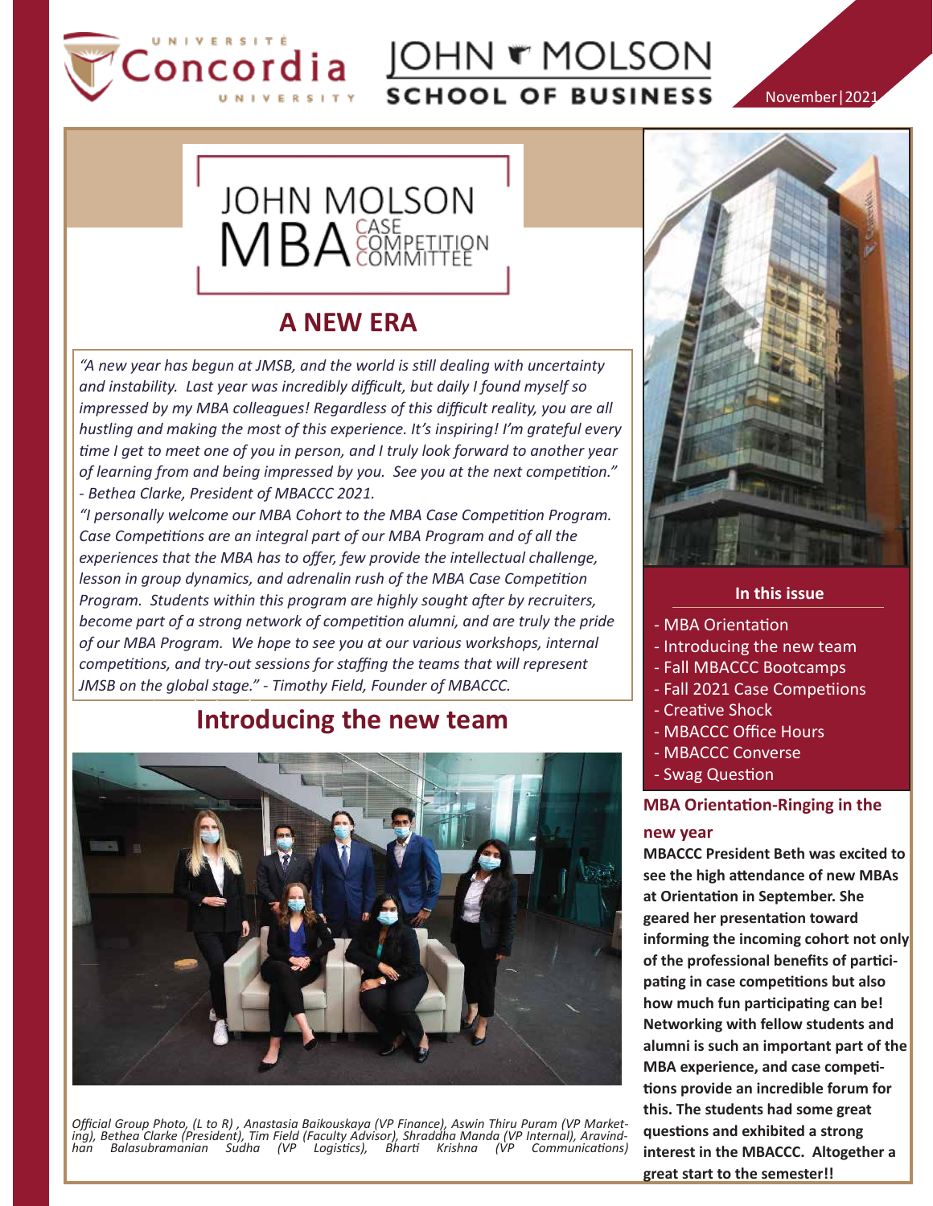UNIVERSITÉ Concordia UNIVERSITY

JOHN MOLSON SCHOOL OF BUSINESS

November | 2021

JOHN MOLSON MBA CASE COMPETITION COMMITTEE

# A NEW ERA

*"A new year has begun at JMSB, and the world is still dealing with uncertainty and instability. Last year was incredibly difficult, but daily I found myself so impressed by my MBA colleagues! Regardless of this difficult reality, you are all hustling and making the most of this experience. It's inspiring! I'm grateful every time I get to meet one of you in person, and I truly look forward to another year of learning from and being impressed by you. See you at the next competition." - Bethea Clarke, President of MBACCC 2021.*

*"I personally welcome our MBA Cohort to the MBA Case Competition Program. Case Competitions are an integral part of our MBA Program and of all the experiences that the MBA has to offer, few provide the intellectual challenge, lesson in group dynamics, and adrenalin rush of the MBA Case Competition Program. Students within this program are highly sought after by recruiters, become part of a strong network of competition alumni, and are truly the pride of our MBA Program. We hope to see you at our various workshops, internal competitions, and try-out sessions for staffing the teams that will represent JMSB on the global stage." - Timothy Field, Founder of MBACCC.*

## Introducing the new team

*Official Group Photo, (L to R) , Anastasia Baikouskaya (VP Finance), Aswin Thiru Puram (VP Marketing), Bethea Clarke (President), Tim Field (Faculty Advisor), Shraddha Manda (VP Internal), Aravindhan Balasubramanian Sudha (VP Logistics), Bharti Krishna (VP Communications)*

### In this issue

- MBA Orientation
- Introducing the new team
- Fall MBACCC Bootcamps
- Fall 2021 Case Competiions
- Creative Shock
- MBACCC Office Hours
- MBACCC Converse
- Swag Question

## MBA Orientation-Ringing in the new year

**MBACCC President Beth was excited to see the high attendance of new MBAs at Orientation in September. She geared her presentation toward informing the incoming cohort not only of the professional benefits of participating in case competitions but also how much fun participating can be! Networking with fellow students and alumni is such an important part of the MBA experience, and case competitions provide an incredible forum for this. The students had some great questions and exhibited a strong interest in the MBACCC. Altogether a great start to the semester!!**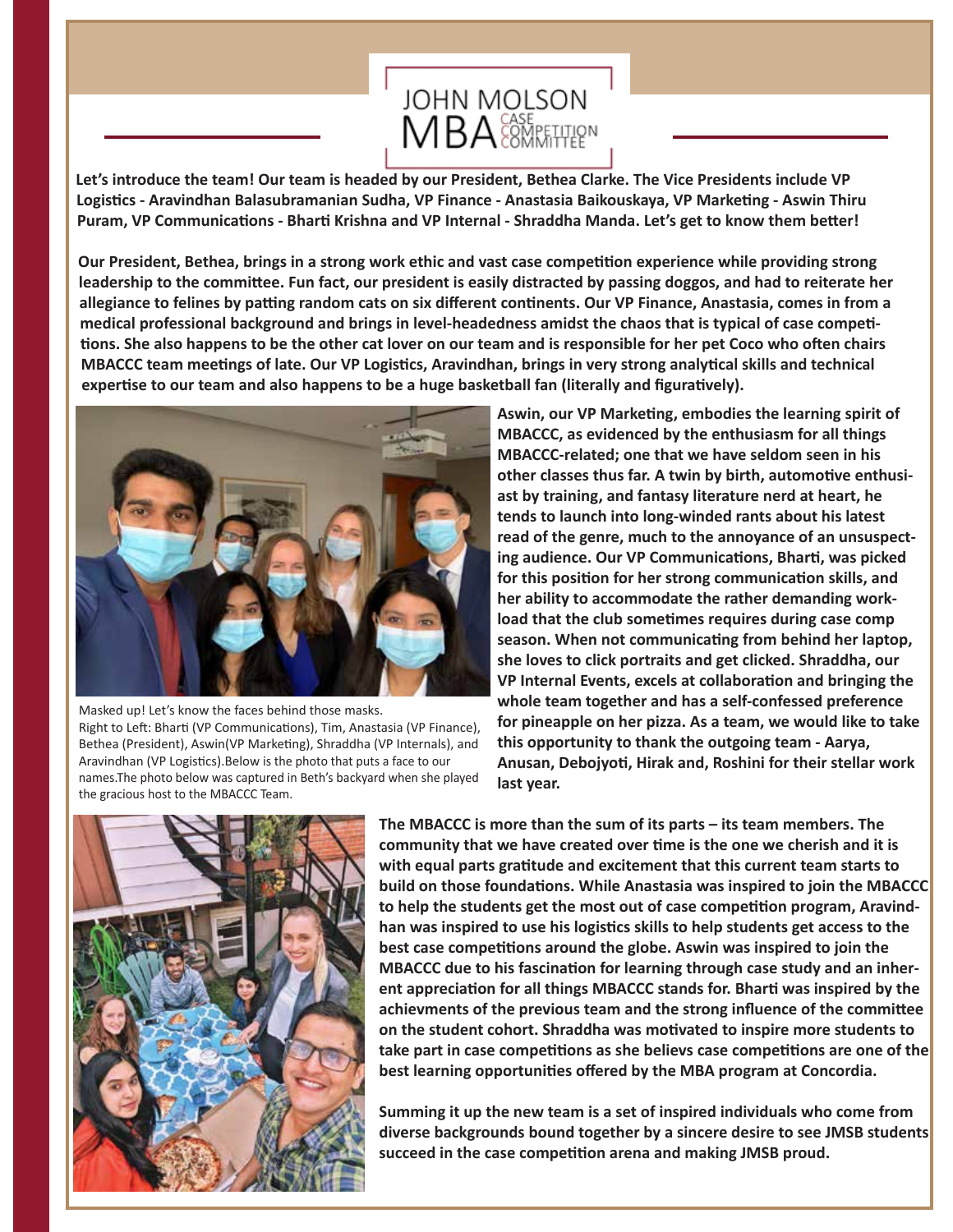JOHN MOLSON MBA CASE COMPETITION COMMITTEE

**Let's introduce the team! Our team is headed by our President, Bethea Clarke. The Vice Presidents include VP Logistics - Aravindhan Balasubramanian Sudha, VP Finance - Anastasia Baikouskaya, VP Marketing - Aswin Thiru Puram, VP Communications - Bharti Krishna and VP Internal - Shraddha Manda. Let's get to know them better!**

**Our President, Bethea, brings in a strong work ethic and vast case competition experience while providing strong leadership to the committee. Fun fact, our president is easily distracted by passing doggos, and had to reiterate her allegiance to felines by patting random cats on six different continents. Our VP Finance, Anastasia, comes in from a medical professional background and brings in level-headedness amidst the chaos that is typical of case competitions. She also happens to be the other cat lover on our team and is responsible for her pet Coco who often chairs MBACCC team meetings of late. Our VP Logistics, Aravindhan, brings in very strong analytical skills and technical expertise to our team and also happens to be a huge basketball fan (literally and figuratively).**

Masked up! Let's know the faces behind those masks.
Right to Left: Bharti (VP Communications), Tim, Anastasia (VP Finance), Bethea (President), Aswin(VP Marketing), Shraddha (VP Internals), and Aravindhan (VP Logistics).Below is the photo that puts a face to our names.The photo below was captured in Beth's backyard when she played the gracious host to the MBACCC Team.

**Aswin, our VP Marketing, embodies the learning spirit of MBACCC, as evidenced by the enthusiasm for all things MBACCC-related; one that we have seldom seen in his other classes thus far. A twin by birth, automotive enthusiast by training, and fantasy literature nerd at heart, he tends to launch into long-winded rants about his latest read of the genre, much to the annoyance of an unsuspecting audience. Our VP Communications, Bharti, was picked for this position for her strong communication skills, and her ability to accommodate the rather demanding workload that the club sometimes requires during case comp season. When not communicating from behind her laptop, she loves to click portraits and get clicked. Shraddha, our VP Internal Events, excels at collaboration and bringing the whole team together and has a self-confessed preference for pineapple on her pizza. As a team, we would like to take this opportunity to thank the outgoing team - Aarya, Anusan, Debojyoti, Hirak and, Roshini for their stellar work last year.**

**The MBACCC is more than the sum of its parts – its team members. The community that we have created over time is the one we cherish and it is with equal parts gratitude and excitement that this current team starts to build on those foundations. While Anastasia was inspired to join the MBACCC to help the students get the most out of case competition program, Aravindhan was inspired to use his logistics skills to help students get access to the best case competitions around the globe. Aswin was inspired to join the MBACCC due to his fascination for learning through case study and an inherent appreciation for all things MBACCC stands for. Bharti was inspired by the achievments of the previous team and the strong influence of the committee on the student cohort. Shraddha was motivated to inspire more students to take part in case competitions as she believs case competitions are one of the best learning opportunities offered by the MBA program at Concordia.**

**Summing it up the new team is a set of inspired individuals who come from diverse backgrounds bound together by a sincere desire to see JMSB students succeed in the case competition arena and making JMSB proud.**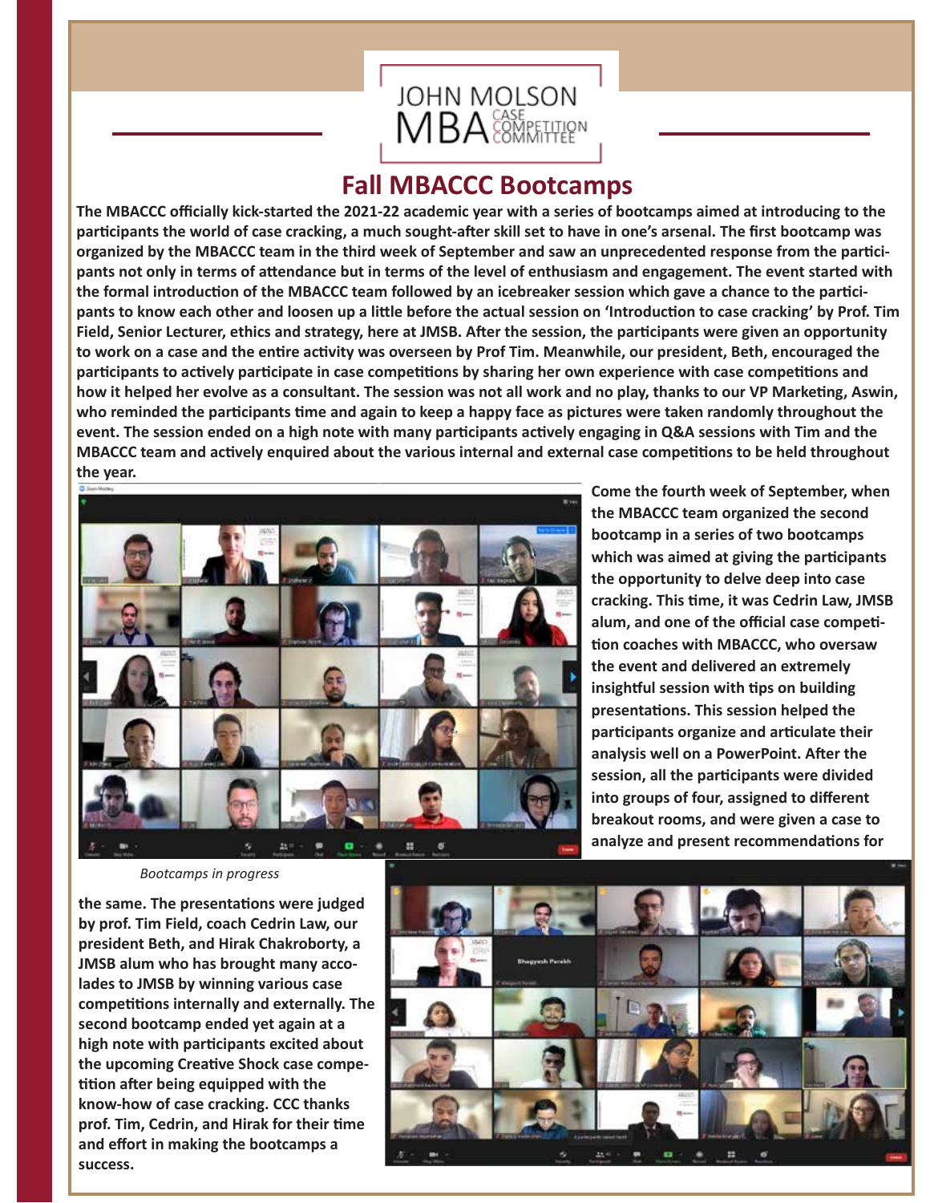JOHN MOLSON MBA CASE COMPETITION COMMITTEE

# Fall MBACCC Bootcamps

**The MBACCC officially kick-started the 2021-22 academic year with a series of bootcamps aimed at introducing to the participants the world of case cracking, a much sought-after skill set to have in one's arsenal. The first bootcamp was organized by the MBACCC team in the third week of September and saw an unprecedented response from the participants not only in terms of attendance but in terms of the level of enthusiasm and engagement. The event started with the formal introduction of the MBACCC team followed by an icebreaker session which gave a chance to the participants to know each other and loosen up a little before the actual session on 'Introduction to case cracking' by Prof. Tim Field, Senior Lecturer, ethics and strategy, here at JMSB. After the session, the participants were given an opportunity to work on a case and the entire activity was overseen by Prof Tim. Meanwhile, our president, Beth, encouraged the participants to actively participate in case competitions by sharing her own experience with case competitions and how it helped her evolve as a consultant. The session was not all work and no play, thanks to our VP Marketing, Aswin, who reminded the participants time and again to keep a happy face as pictures were taken randomly throughout the event. The session ended on a high note with many participants actively engaging in Q&A sessions with Tim and the MBACCC team and actively enquired about the various internal and external case competitions to be held throughout the year.**

*Bootcamps in progress*

**Come the fourth week of September, when the MBACCC team organized the second bootcamp in a series of two bootcamps which was aimed at giving the participants the opportunity to delve deep into case cracking. This time, it was Cedrin Law, JMSB alum, and one of the official case competition coaches with MBACCC, who oversaw the event and delivered an extremely insightful session with tips on building presentations. This session helped the participants organize and articulate their analysis well on a PowerPoint. After the session, all the participants were divided into groups of four, assigned to different breakout rooms, and were given a case to analyze and present recommendations for the same. The presentations were judged by prof. Tim Field, coach Cedrin Law, our president Beth, and Hirak Chakroborty, a JMSB alum who has brought many accolades to JMSB by winning various case competitions internally and externally. The second bootcamp ended yet again at a high note with participants excited about the upcoming Creative Shock case competition after being equipped with the know-how of case cracking. CCC thanks prof. Tim, Cedrin, and Hirak for their time and effort in making the bootcamps a success.**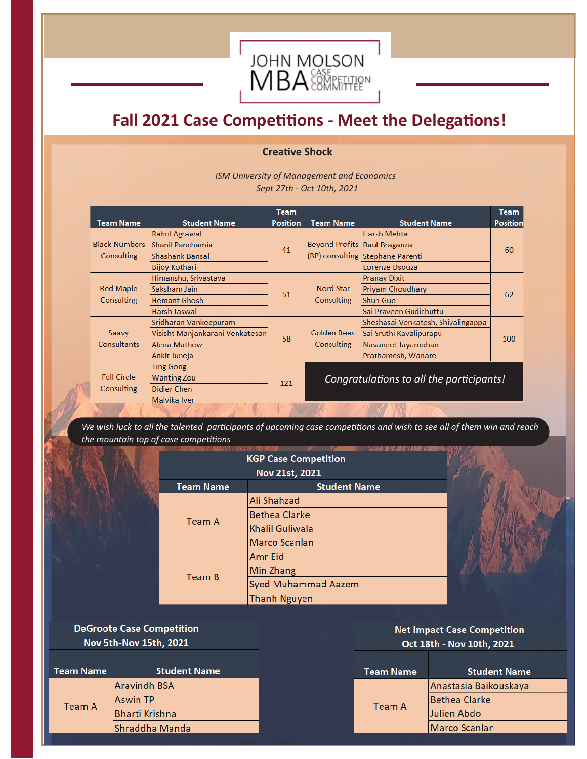JOHN MOLSON MBA CASE COMPETITION COMMITTEE

# Fall 2021 Case Competitions - Meet the Delegations!

## Creative Shock

*ISM University of Management and Economics*
*Sept 27th - Oct 10th, 2021*

| Team Name | Student Name | Team Position | Team Name | Student Name | Team Position |
|---|---|---|---|---|---|
| Black Numbers Consulting | Rahul Agrawal | 41 | Beyond Profits (BP) consulting | Harsh Mehta | 60 |
| | Shanil Panchamia | | | Raul Braganza | |
| | Shashank Bansal | | | Stephane Parenti | |
| | Bijoy Kothari | | | Lorenze Dsouza | |
| Red Maple Consulting | Himanshu, Srivastava | 51 | Nord Star Consulting | Pranay Dixit | 62 |
| | Saksham Jain | | | Priyam Choudhary | |
| | Hemant Ghosh | | | Shun Guo | |
| | Harsh Jaswal | | | Sai Praveen Gudichuttu | |
| Saavy Consultants | Sridharan Vankeepuram | 58 | Golden Bees Consulting | Sheshasai Venkatesh, Shivalingappa | 100 |
| | Visisht Manjankarani Venkatesan | | | Sai Sruthi Kavalipurapu | |
| | Alena Mathew | | | Navaneet Jayamohan | |
| | Ankit Juneja | | | Prathamesh, Wanare | |
| Full Circle Consulting | Ting Gong | 121 | | | |
| | Wanting Zou | | | | |
| | Didier Chen | | | | |
| | Malvika Iyer | | | | |

*Congratulations to all the participants!*

*We wish luck to all the talented participants of upcoming case competitions and wish to see all of them win and reach the mountain top of case competitions*

## KGP Case Competition
**Nov 21st, 2021**

| Team Name | Student Name |
|---|---|
| Team A | Ali Shahzad |
| | Bethea Clarke |
| | Khalil Guliwala |
| | Marco Scanlan |
| Team B | Amr Eid |
| | Min Zhang |
| | Syed Muhammad Aazem |
| | Thanh Nguyen |

## DeGroote Case Competition
**Nov 5th-Nov 15th, 2021**

| Team Name | Student Name |
|---|---|
| Team A | Aravindh BSA |
| | Aswin TP |
| | Bharti Krishna |
| | Shraddha Manda |

## Net Impact Case Competition
**Oct 18th - Nov 10th, 2021**

| Team Name | Student Name |
|---|---|
| Team A | Anastasia Baikouskaya |
| | Bethea Clarke |
| | Julien Abdo |
| | Marco Scanlan |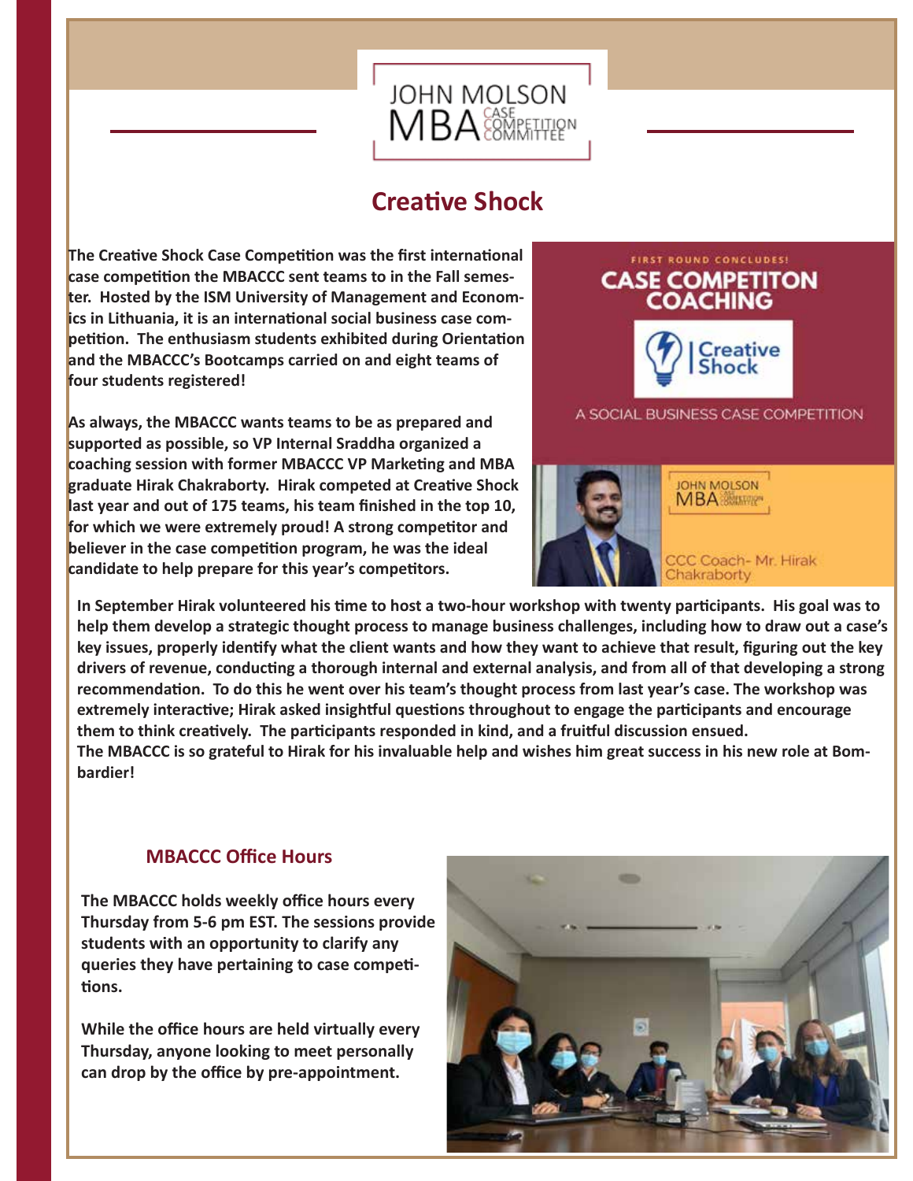# Creative Shock

The Creative Shock Case Competition was the first international case competition the MBACCC sent teams to in the Fall semester. Hosted by the ISM University of Management and Economics in Lithuania, it is an international social business case competition. The enthusiasm students exhibited during Orientation and the MBACCC's Bootcamps carried on and eight teams of four students registered!

As always, the MBACCC wants teams to be as prepared and supported as possible, so VP Internal Sraddha organized a coaching session with former MBACCC VP Marketing and MBA graduate Hirak Chakraborty. Hirak competed at Creative Shock last year and out of 175 teams, his team finished in the top 10, for which we were extremely proud! A strong competitor and believer in the case competition program, he was the ideal candidate to help prepare for this year's competitors.

In September Hirak volunteered his time to host a two-hour workshop with twenty participants. His goal was to help them develop a strategic thought process to manage business challenges, including how to draw out a case's key issues, properly identify what the client wants and how they want to achieve that result, figuring out the key drivers of revenue, conducting a thorough internal and external analysis, and from all of that developing a strong recommendation. To do this he went over his team's thought process from last year's case. The workshop was extremely interactive; Hirak asked insightful questions throughout to engage the participants and encourage them to think creatively. The participants responded in kind, and a fruitful discussion ensued.

The MBACCC is so grateful to Hirak for his invaluable help and wishes him great success in his new role at Bombardier!

## MBACCC Office Hours

The MBACCC holds weekly office hours every Thursday from 5-6 pm EST. The sessions provide students with an opportunity to clarify any queries they have pertaining to case competitions.

While the office hours are held virtually every Thursday, anyone looking to meet personally can drop by the office by pre-appointment.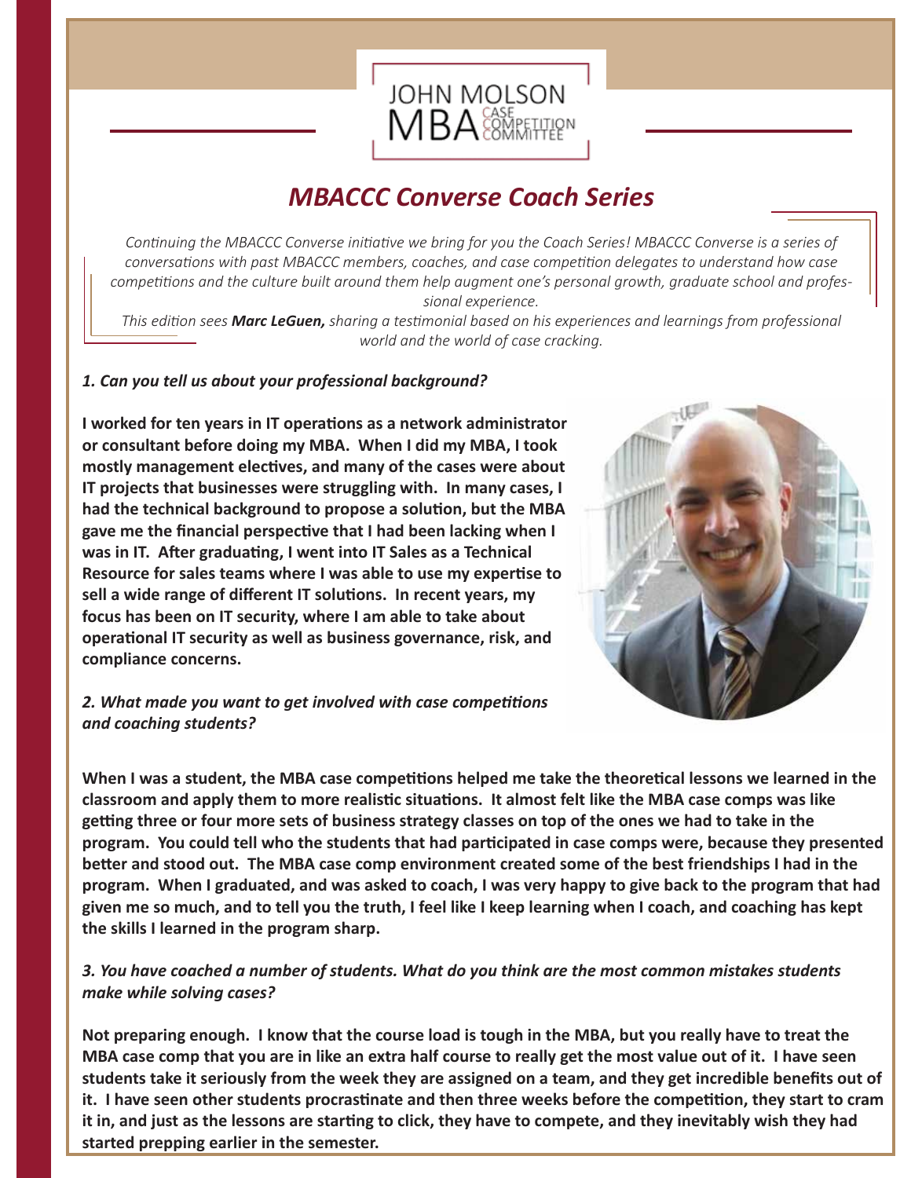JOHN MOLSON MBA CASE COMPETITION COMMITTEE

# MBACCC Converse Coach Series

*Continuing the MBACCC Converse initiative we bring for you the Coach Series! MBACCC Converse is a series of conversations with past MBACCC members, coaches, and case competition delegates to understand how case competitions and the culture built around them help augment one's personal growth, graduate school and professional experience.*

*This edition sees* ***Marc LeGuen,*** *sharing a testimonial based on his experiences and learnings from professional world and the world of case cracking.*

***1. Can you tell us about your professional background?***

**I worked for ten years in IT operations as a network administrator or consultant before doing my MBA. When I did my MBA, I took mostly management electives, and many of the cases were about IT projects that businesses were struggling with. In many cases, I had the technical background to propose a solution, but the MBA gave me the financial perspective that I had been lacking when I was in IT. After graduating, I went into IT Sales as a Technical Resource for sales teams where I was able to use my expertise to sell a wide range of different IT solutions. In recent years, my focus has been on IT security, where I am able to take about operational IT security as well as business governance, risk, and compliance concerns.**

***2. What made you want to get involved with case competitions and coaching students?***

**When I was a student, the MBA case competitions helped me take the theoretical lessons we learned in the classroom and apply them to more realistic situations. It almost felt like the MBA case comps was like getting three or four more sets of business strategy classes on top of the ones we had to take in the program. You could tell who the students that had participated in case comps were, because they presented better and stood out. The MBA case comp environment created some of the best friendships I had in the program. When I graduated, and was asked to coach, I was very happy to give back to the program that had given me so much, and to tell you the truth, I feel like I keep learning when I coach, and coaching has kept the skills I learned in the program sharp.**

***3. You have coached a number of students. What do you think are the most common mistakes students make while solving cases?***

**Not preparing enough. I know that the course load is tough in the MBA, but you really have to treat the MBA case comp that you are in like an extra half course to really get the most value out of it. I have seen students take it seriously from the week they are assigned on a team, and they get incredible benefits out of it. I have seen other students procrastinate and then three weeks before the competition, they start to cram it in, and just as the lessons are starting to click, they have to compete, and they inevitably wish they had started prepping earlier in the semester.**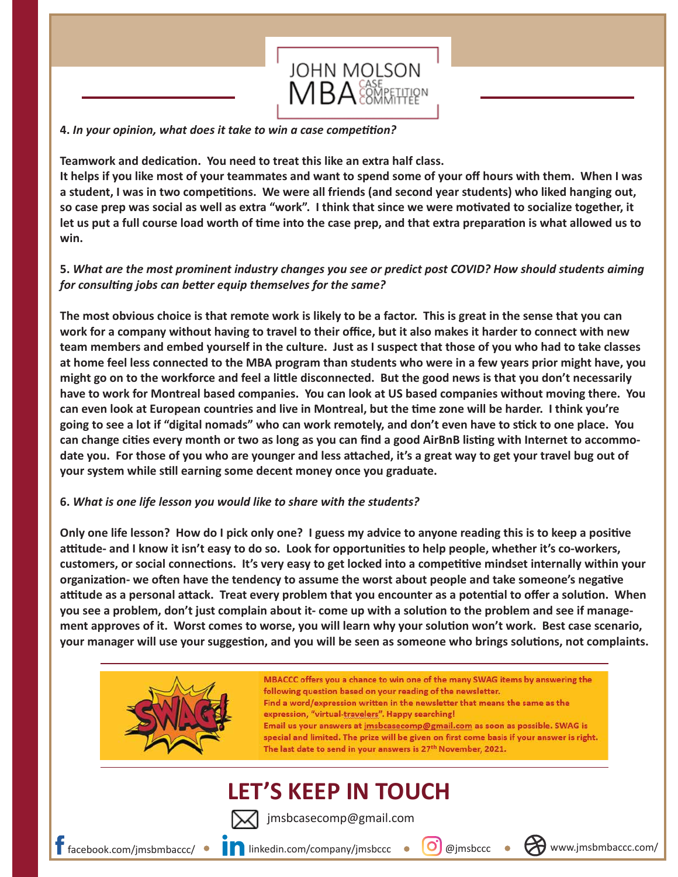**4.** ***In your opinion, what does it take to win a case competition?***

**Teamwork and dedication. You need to treat this like an extra half class.**
**It helps if you like most of your teammates and want to spend some of your off hours with them. When I was a student, I was in two competitions. We were all friends (and second year students) who liked hanging out, so case prep was social as well as extra "work". I think that since we were motivated to socialize together, it let us put a full course load worth of time into the case prep, and that extra preparation is what allowed us to win.**

**5.** ***What are the most prominent industry changes you see or predict post COVID? How should students aiming for consulting jobs can better equip themselves for the same?***

**The most obvious choice is that remote work is likely to be a factor. This is great in the sense that you can work for a company without having to travel to their office, but it also makes it harder to connect with new team members and embed yourself in the culture. Just as I suspect that those of you who had to take classes at home feel less connected to the MBA program than students who were in a few years prior might have, you might go on to the workforce and feel a little disconnected. But the good news is that you don't necessarily have to work for Montreal based companies. You can look at US based companies without moving there. You can even look at European countries and live in Montreal, but the time zone will be harder. I think you're going to see a lot if "digital nomads" who can work remotely, and don't even have to stick to one place. You can change cities every month or two as long as you can find a good AirBnB listing with Internet to accommodate you. For those of you who are younger and less attached, it's a great way to get your travel bug out of your system while still earning some decent money once you graduate.**

**6.** ***What is one life lesson you would like to share with the students?***

**Only one life lesson? How do I pick only one? I guess my advice to anyone reading this is to keep a positive attitude- and I know it isn't easy to do so. Look for opportunities to help people, whether it's co-workers, customers, or social connections. It's very easy to get locked into a competitive mindset internally within your organization- we often have the tendency to assume the worst about people and take someone's negative attitude as a personal attack. Treat every problem that you encounter as a potential to offer a solution. When you see a problem, don't just complain about it- come up with a solution to the problem and see if management approves of it. Worst comes to worse, you will learn why your solution won't work. Best case scenario, your manager will use your suggestion, and you will be seen as someone who brings solutions, not complaints.**

**MBACCC offers you a chance to win one of the many SWAG items by answering the following question based on your reading of the newsletter.**
**Find a word/expression written in the newsletter that means the same as the expression, "virtual-travelers". Happy searching!**
**Email us your answers at jmsbcasecomp@gmail.com as soon as possible. SWAG is special and limited. The prize will be given on first come basis if your answer is right. The last date to send in your answers is 27th November, 2021.**

## LET'S KEEP IN TOUCH

jmsbcasecomp@gmail.com

facebook.com/jmsbmbaccc/ • linkedin.com/company/jmsbccc • @jmsbccc • www.jmsbmbaccc.com/